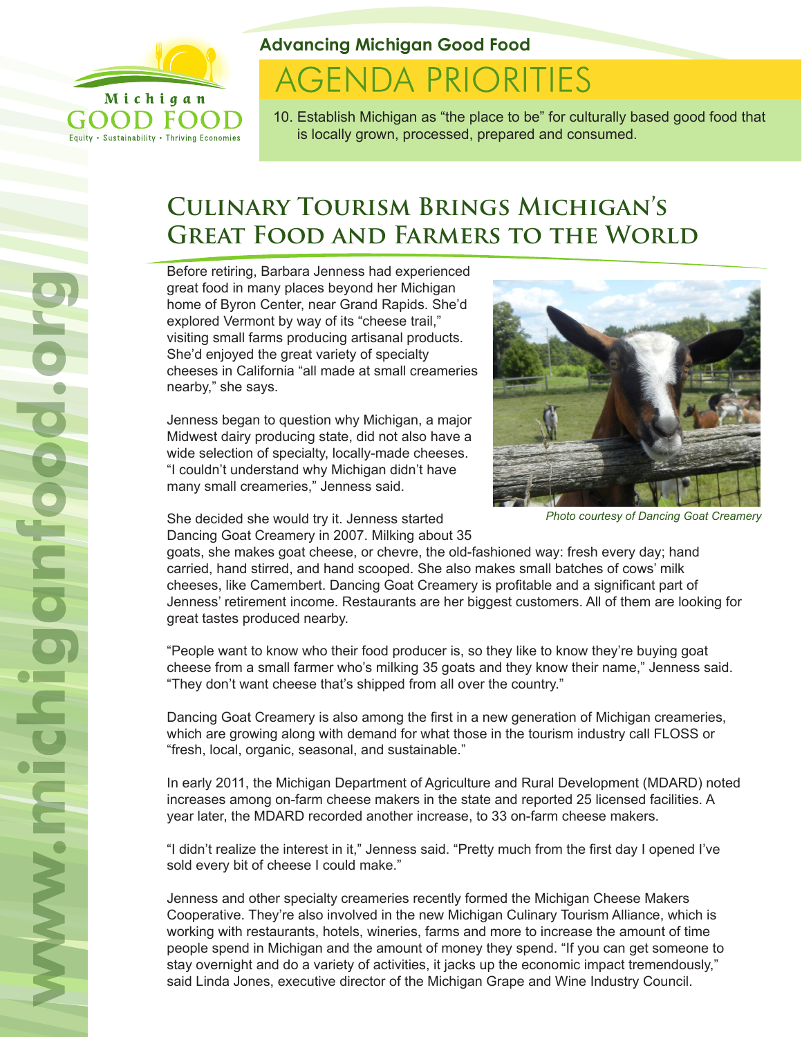Michigan GOOD FOOD

Equity • Sustainability • Thriving Economies

**Advancing Michigan Good Food**

# AGENDA PRIORITIES

10. Establish Michigan as "the place to be" for culturally based good food that is locally grown, processed, prepared and consumed.

## Culinary Tourism Brings Michigan's Great Food and Farmers to the World

Before retiring, Barbara Jenness had experienced great food in many places beyond her Michigan home of Byron Center, near Grand Rapids. She'd explored Vermont by way of its "cheese trail," visiting small farms producing artisanal products. She'd enjoyed the great variety of specialty cheeses in California "all made at small creameries nearby," she says.

Jenness began to question why Michigan, a major Midwest dairy producing state, did not also have a wide selection of specialty, locally-made cheeses. "I couldn't understand why Michigan didn't have many small creameries," Jenness said.

*Photo courtesy of Dancing Goat Creamery*

She decided she would try it. Jenness started Dancing Goat Creamery in 2007. Milking about 35 goats, she makes goat cheese, or chevre, the old-fashioned way: fresh every day; hand carried, hand stirred, and hand scooped. She also makes small batches of cows' milk cheeses, like Camembert. Dancing Goat Creamery is profitable and a significant part of Jenness' retirement income. Restaurants are her biggest customers. All of them are looking for great tastes produced nearby.

"People want to know who their food producer is, so they like to know they're buying goat cheese from a small farmer who's milking 35 goats and they know their name," Jenness said. "They don't want cheese that's shipped from all over the country."

Dancing Goat Creamery is also among the first in a new generation of Michigan creameries, which are growing along with demand for what those in the tourism industry call FLOSS or "fresh, local, organic, seasonal, and sustainable."

In early 2011, the Michigan Department of Agriculture and Rural Development (MDARD) noted increases among on-farm cheese makers in the state and reported 25 licensed facilities. A year later, the MDARD recorded another increase, to 33 on-farm cheese makers.

"I didn't realize the interest in it," Jenness said. "Pretty much from the first day I opened I've sold every bit of cheese I could make."

Jenness and other specialty creameries recently formed the Michigan Cheese Makers Cooperative. They're also involved in the new Michigan Culinary Tourism Alliance, which is working with restaurants, hotels, wineries, farms and more to increase the amount of time people spend in Michigan and the amount of money they spend. "If you can get someone to stay overnight and do a variety of activities, it jacks up the economic impact tremendously," said Linda Jones, executive director of the Michigan Grape and Wine Industry Council.

www.michiganfood.org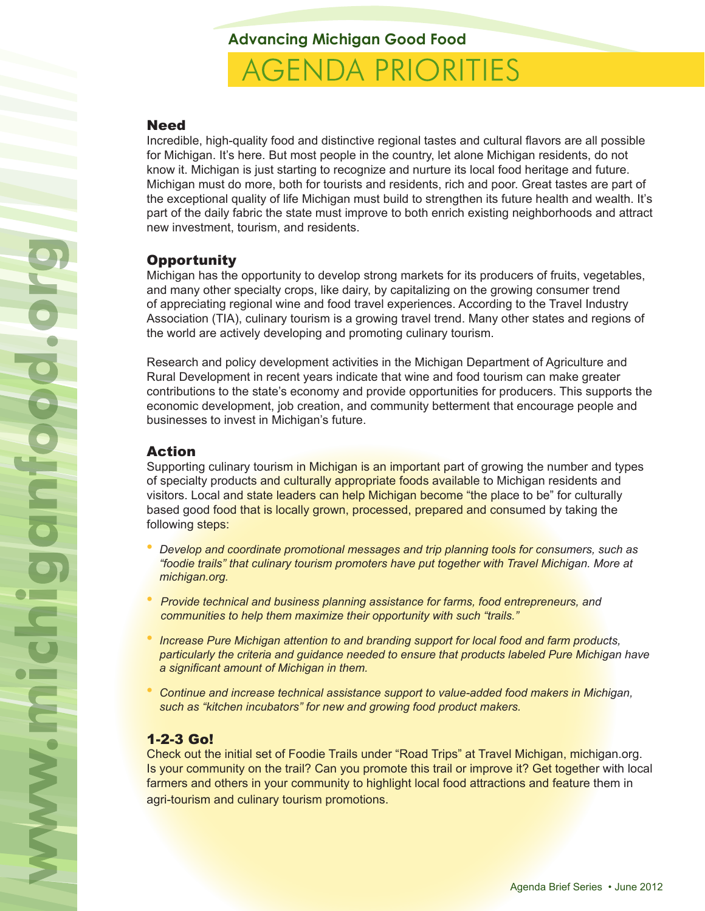Advancing Michigan Good Food

# AGENDA PRIORITIES

## Need

Incredible, high-quality food and distinctive regional tastes and cultural flavors are all possible for Michigan. It's here. But most people in the country, let alone Michigan residents, do not know it. Michigan is just starting to recognize and nurture its local food heritage and future. Michigan must do more, both for tourists and residents, rich and poor. Great tastes are part of the exceptional quality of life Michigan must build to strengthen its future health and wealth. It's part of the daily fabric the state must improve to both enrich existing neighborhoods and attract new investment, tourism, and residents.

## Opportunity

Michigan has the opportunity to develop strong markets for its producers of fruits, vegetables, and many other specialty crops, like dairy, by capitalizing on the growing consumer trend of appreciating regional wine and food travel experiences. According to the Travel Industry Association (TIA), culinary tourism is a growing travel trend. Many other states and regions of the world are actively developing and promoting culinary tourism.

Research and policy development activities in the Michigan Department of Agriculture and Rural Development in recent years indicate that wine and food tourism can make greater contributions to the state's economy and provide opportunities for producers. This supports the economic development, job creation, and community betterment that encourage people and businesses to invest in Michigan's future.

## Action

Supporting culinary tourism in Michigan is an important part of growing the number and types of specialty products and culturally appropriate foods available to Michigan residents and visitors. Local and state leaders can help Michigan become "the place to be" for culturally based good food that is locally grown, processed, prepared and consumed by taking the following steps:

- *Develop and coordinate promotional messages and trip planning tools for consumers, such as "foodie trails" that culinary tourism promoters have put together with Travel Michigan. More at michigan.org.*
- *Provide technical and business planning assistance for farms, food entrepreneurs, and communities to help them maximize their opportunity with such "trails."*
- *Increase Pure Michigan attention to and branding support for local food and farm products, particularly the criteria and guidance needed to ensure that products labeled Pure Michigan have a significant amount of Michigan in them.*
- *Continue and increase technical assistance support to value-added food makers in Michigan, such as "kitchen incubators" for new and growing food product makers.*

## 1-2-3 Go!

Check out the initial set of Foodie Trails under "Road Trips" at Travel Michigan, michigan.org. Is your community on the trail? Can you promote this trail or improve it? Get together with local farmers and others in your community to highlight local food attractions and feature them in agri-tourism and culinary tourism promotions.

www.michiganfood.org

Agenda Brief Series • June 2012